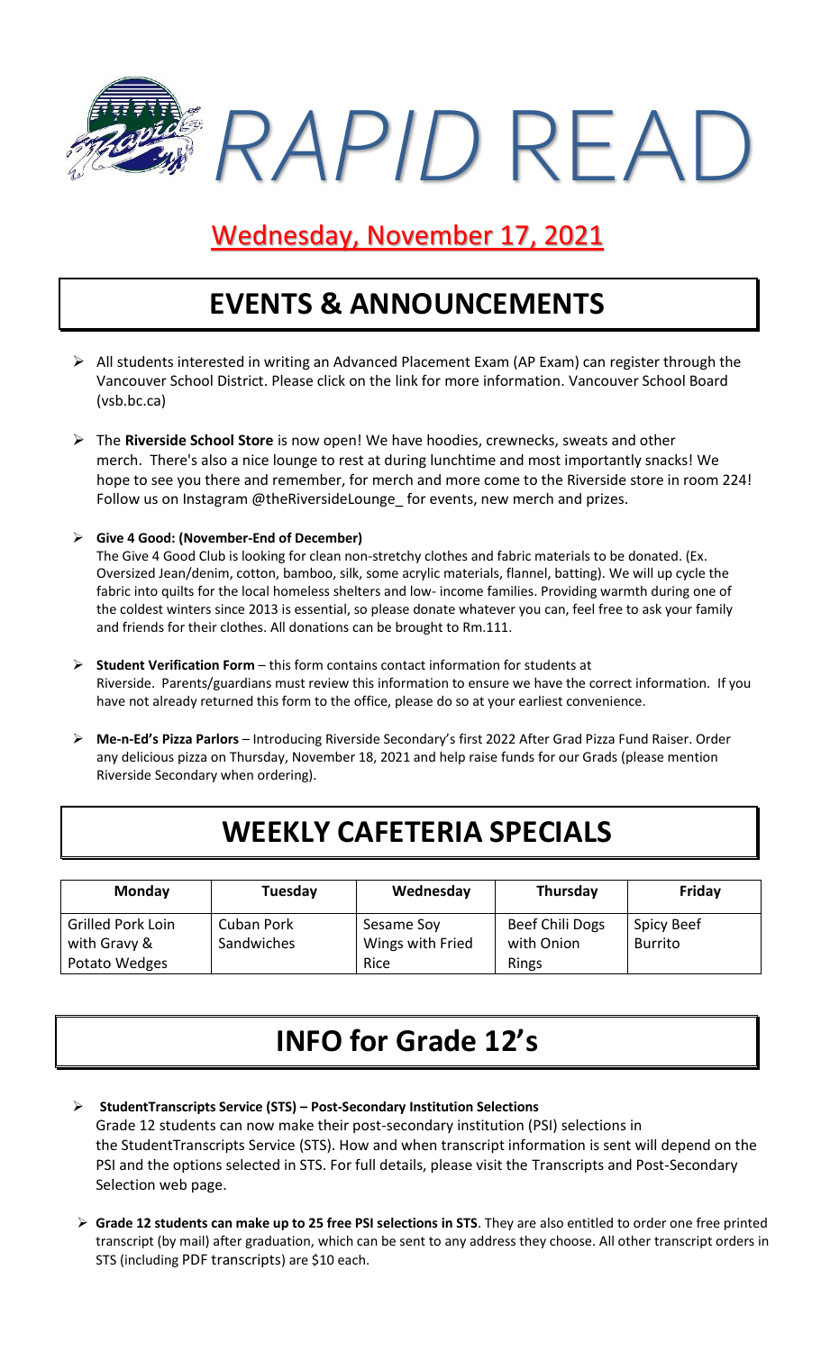# *RAPID* READ

## Wednesday, November 17, 2021

# EVENTS & ANNOUNCEMENTS

- All students interested in writing an Advanced Placement Exam (AP Exam) can register through the Vancouver School District. Please click on the link for more information. Vancouver School Board (vsb.bc.ca)

- The **Riverside School Store** is now open! We have hoodies, crewnecks, sweats and other merch. There's also a nice lounge to rest at during lunchtime and most importantly snacks! We hope to see you there and remember, for merch and more come to the Riverside store in room 224! Follow us on Instagram @theRiversideLounge_ for events, new merch and prizes.

- **Give 4 Good: (November-End of December)**
  The Give 4 Good Club is looking for clean non-stretchy clothes and fabric materials to be donated. (Ex. Oversized Jean/denim, cotton, bamboo, silk, some acrylic materials, flannel, batting). We will up cycle the fabric into quilts for the local homeless shelters and low- income families. Providing warmth during one of the coldest winters since 2013 is essential, so please donate whatever you can, feel free to ask your family and friends for their clothes. All donations can be brought to Rm.111.

- **Student Verification Form** – this form contains contact information for students at Riverside. Parents/guardians must review this information to ensure we have the correct information. If you have not already returned this form to the office, please do so at your earliest convenience.

- **Me-n-Ed's Pizza Parlors** – Introducing Riverside Secondary's first 2022 After Grad Pizza Fund Raiser. Order any delicious pizza on Thursday, November 18, 2021 and help raise funds for our Grads (please mention Riverside Secondary when ordering).

# WEEKLY CAFETERIA SPECIALS

| Monday | Tuesday | Wednesday | Thursday | Friday |
|---|---|---|---|---|
| Grilled Pork Loin with Gravy & Potato Wedges | Cuban Pork Sandwiches | Sesame Soy Wings with Fried Rice | Beef Chili Dogs with Onion Rings | Spicy Beef Burrito |

# INFO for Grade 12's

- **StudentTranscripts Service (STS) – Post-Secondary Institution Selections**
  Grade 12 students can now make their post-secondary institution (PSI) selections in the StudentTranscripts Service (STS). How and when transcript information is sent will depend on the PSI and the options selected in STS. For full details, please visit the Transcripts and Post-Secondary Selection web page.

- **Grade 12 students can make up to 25 free PSI selections in STS**. They are also entitled to order one free printed transcript (by mail) after graduation, which can be sent to any address they choose. All other transcript orders in STS (including PDF transcripts) are $10 each.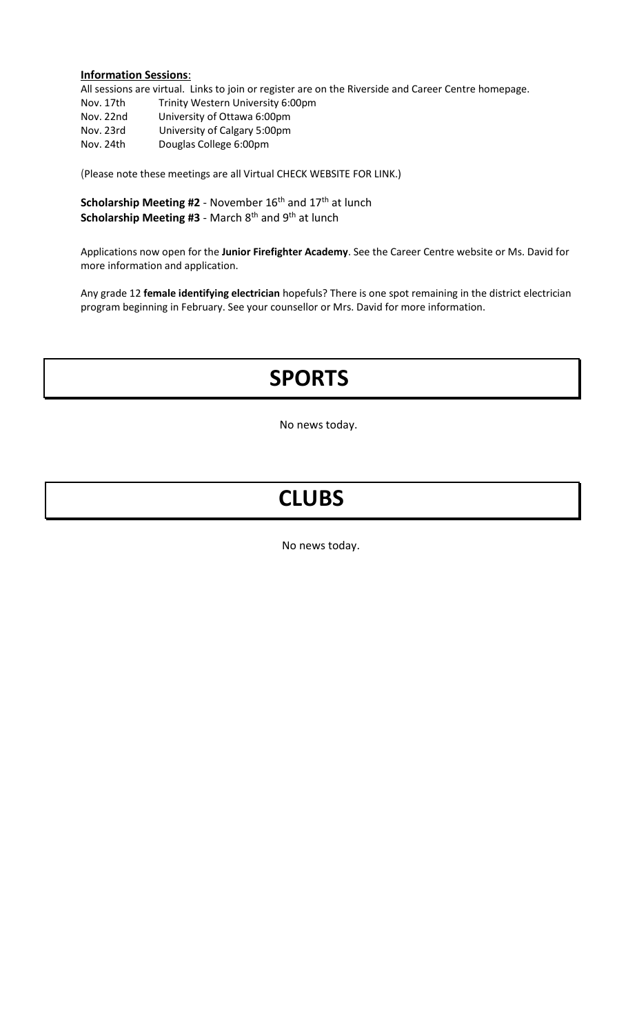**Information Sessions**:

All sessions are virtual. Links to join or register are on the Riverside and Career Centre homepage.

| | |
|---|---|
| Nov. 17th | Trinity Western University 6:00pm |
| Nov. 22nd | University of Ottawa 6:00pm |
| Nov. 23rd | University of Calgary 5:00pm |
| Nov. 24th | Douglas College 6:00pm |

(Please note these meetings are all Virtual CHECK WEBSITE FOR LINK.)

**Scholarship Meeting #2** - November 16th and 17th at lunch
**Scholarship Meeting #3** - March 8th and 9th at lunch

Applications now open for the **Junior Firefighter Academy**. See the Career Centre website or Ms. David for more information and application.

Any grade 12 **female identifying electrician** hopefuls? There is one spot remaining in the district electrician program beginning in February. See your counsellor or Mrs. David for more information.

# SPORTS

No news today.

# CLUBS

No news today.